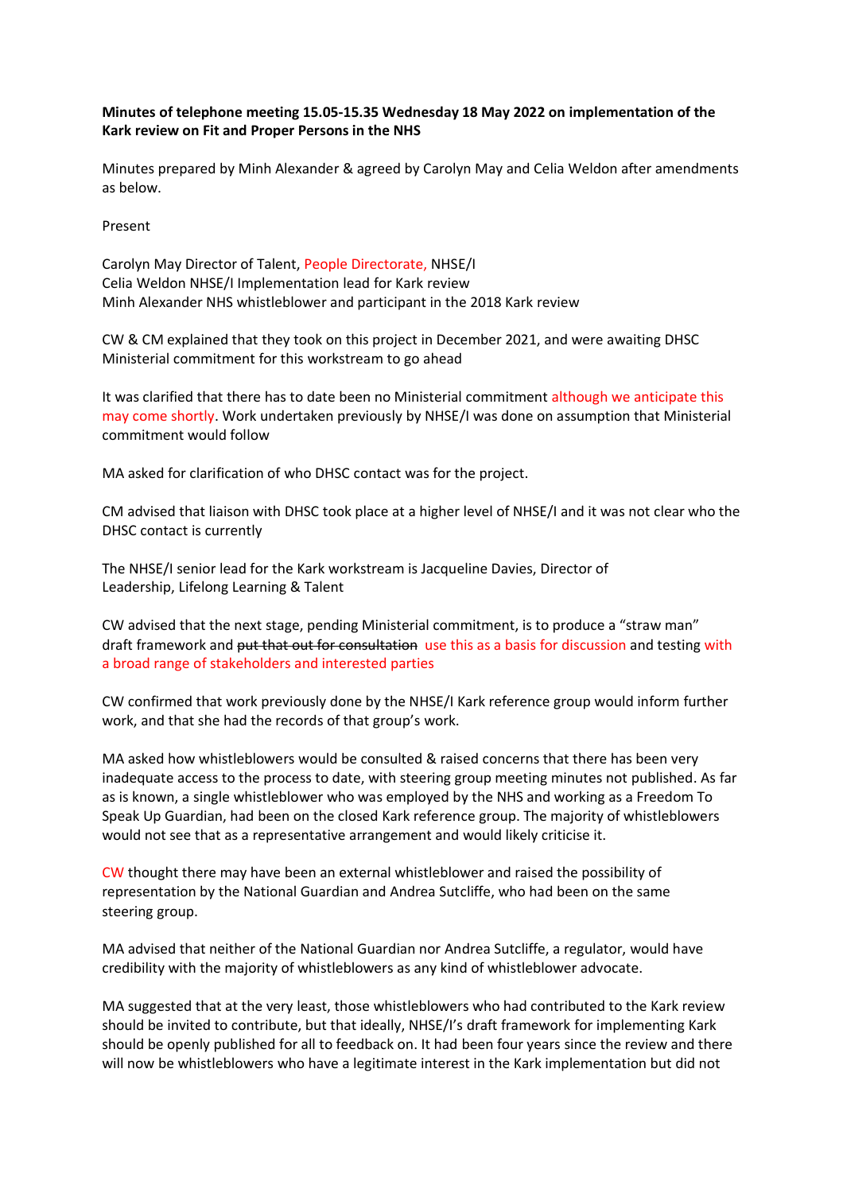**Minutes of telephone meeting 15.05-15.35 Wednesday 18 May 2022 on implementation of the Kark review on Fit and Proper Persons in the NHS**

Minutes prepared by Minh Alexander & agreed by Carolyn May and Celia Weldon after amendments as below.

Present

Carolyn May Director of Talent, People Directorate, NHSE/I
Celia Weldon NHSE/I Implementation lead for Kark review
Minh Alexander NHS whistleblower and participant in the 2018 Kark review

CW & CM explained that they took on this project in December 2021, and were awaiting DHSC Ministerial commitment for this workstream to go ahead

It was clarified that there has to date been no Ministerial commitment although we anticipate this may come shortly. Work undertaken previously by NHSE/I was done on assumption that Ministerial commitment would follow

MA asked for clarification of who DHSC contact was for the project.

CM advised that liaison with DHSC took place at a higher level of NHSE/I and it was not clear who the DHSC contact is currently

The NHSE/I senior lead for the Kark workstream is Jacqueline Davies, Director of Leadership, Lifelong Learning & Talent

CW advised that the next stage, pending Ministerial commitment, is to produce a "straw man" draft framework and ~~put that out for consultation~~ use this as a basis for discussion and testing with a broad range of stakeholders and interested parties

CW confirmed that work previously done by the NHSE/I Kark reference group would inform further work, and that she had the records of that group's work.

MA asked how whistleblowers would be consulted & raised concerns that there has been very inadequate access to the process to date, with steering group meeting minutes not published. As far as is known, a single whistleblower who was employed by the NHS and working as a Freedom To Speak Up Guardian, had been on the closed Kark reference group. The majority of whistleblowers would not see that as a representative arrangement and would likely criticise it.

CW thought there may have been an external whistleblower and raised the possibility of representation by the National Guardian and Andrea Sutcliffe, who had been on the same steering group.

MA advised that neither of the National Guardian nor Andrea Sutcliffe, a regulator, would have credibility with the majority of whistleblowers as any kind of whistleblower advocate.

MA suggested that at the very least, those whistleblowers who had contributed to the Kark review should be invited to contribute, but that ideally, NHSE/I's draft framework for implementing Kark should be openly published for all to feedback on. It had been four years since the review and there will now be whistleblowers who have a legitimate interest in the Kark implementation but did not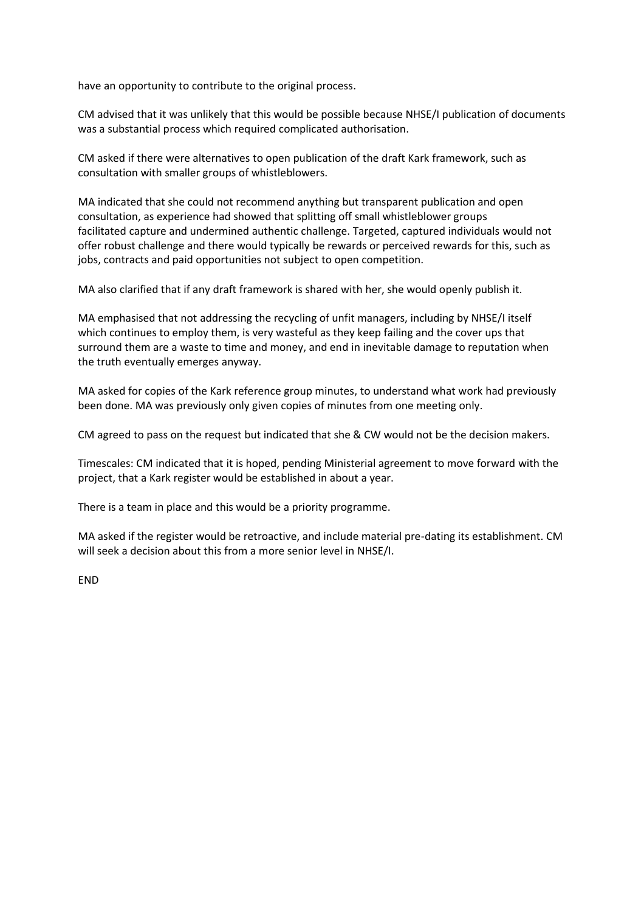have an opportunity to contribute to the original process.

CM advised that it was unlikely that this would be possible because NHSE/I publication of documents was a substantial process which required complicated authorisation.

CM asked if there were alternatives to open publication of the draft Kark framework, such as consultation with smaller groups of whistleblowers.

MA indicated that she could not recommend anything but transparent publication and open consultation, as experience had showed that splitting off small whistleblower groups facilitated capture and undermined authentic challenge. Targeted, captured individuals would not offer robust challenge and there would typically be rewards or perceived rewards for this, such as jobs, contracts and paid opportunities not subject to open competition.

MA also clarified that if any draft framework is shared with her, she would openly publish it.

MA emphasised that not addressing the recycling of unfit managers, including by NHSE/I itself which continues to employ them, is very wasteful as they keep failing and the cover ups that surround them are a waste to time and money, and end in inevitable damage to reputation when the truth eventually emerges anyway.

MA asked for copies of the Kark reference group minutes, to understand what work had previously been done. MA was previously only given copies of minutes from one meeting only.

CM agreed to pass on the request but indicated that she & CW would not be the decision makers.

Timescales: CM indicated that it is hoped, pending Ministerial agreement to move forward with the project, that a Kark register would be established in about a year.

There is a team in place and this would be a priority programme.

MA asked if the register would be retroactive, and include material pre-dating its establishment. CM will seek a decision about this from a more senior level in NHSE/I.

END